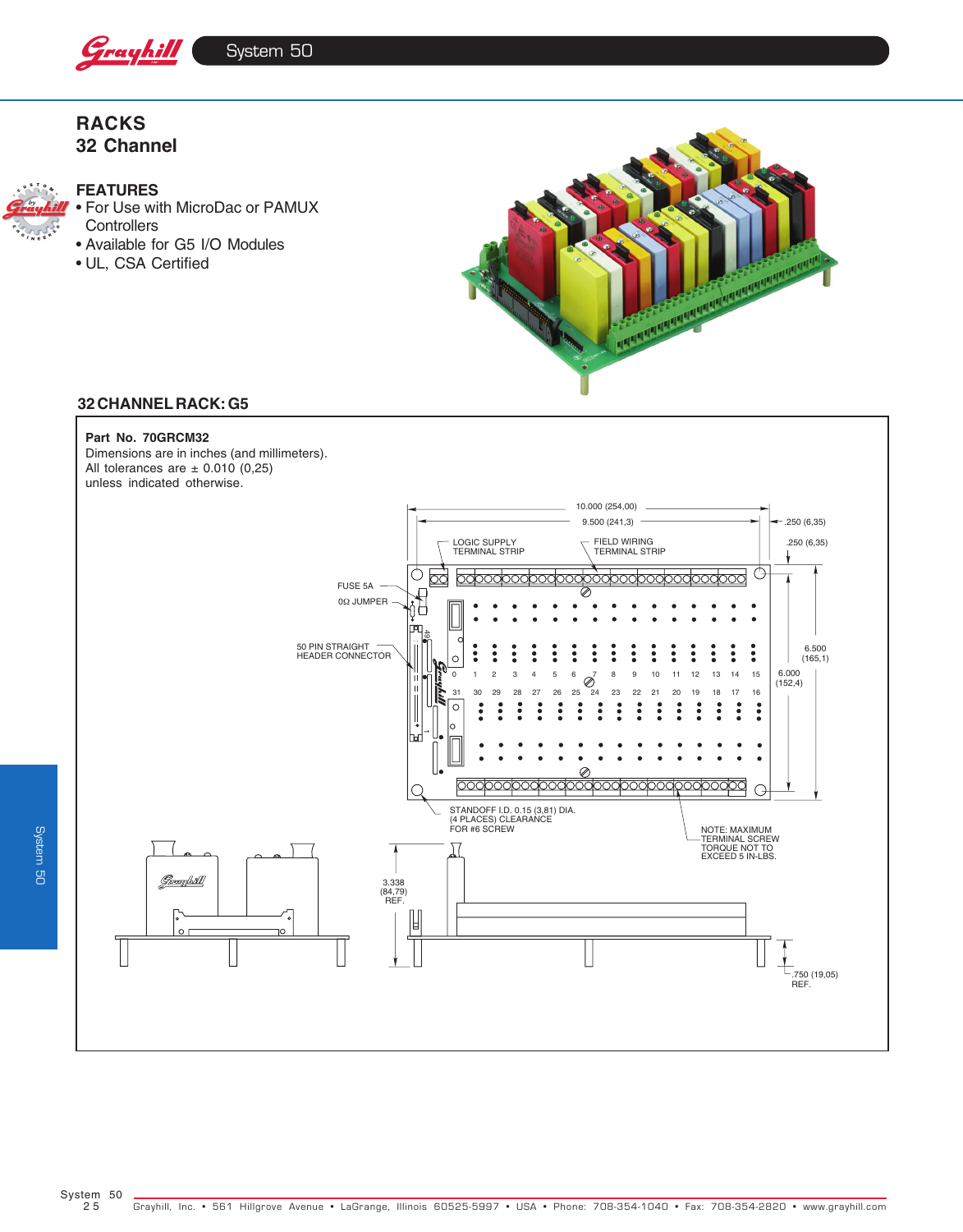# RACKS
## 32 Channel

### FEATURES
- For Use with MicroDac or PAMUX Controllers
- Available for G5 I/O Modules
- UL, CSA Certified

## 32 CHANNEL RACK: G5

**Part No. 70GRCM32**
Dimensions are in inches (and millimeters).
All tolerances are ± 0.010 (0,25)
unless indicated otherwise.

10.000 (254,00)
9.500 (241,3)
.250 (6,35)
.250 (6,35)
LOGIC SUPPLY TERMINAL STRIP
FIELD WIRING TERMINAL STRIP
FUSE 5A
0Ω JUMPER
50 PIN STRAIGHT HEADER CONNECTOR
6.500 (165,1)
6.000 (152,4)
STANDOFF I.D. 0.15 (3,81) DIA. (4 PLACES) CLEARANCE FOR #6 SCREW
NOTE: MAXIMUM TERMINAL SCREW TORQUE NOT TO EXCEED 5 IN-LBS.
3.338 (84,79) REF.
.750 (19,05) REF.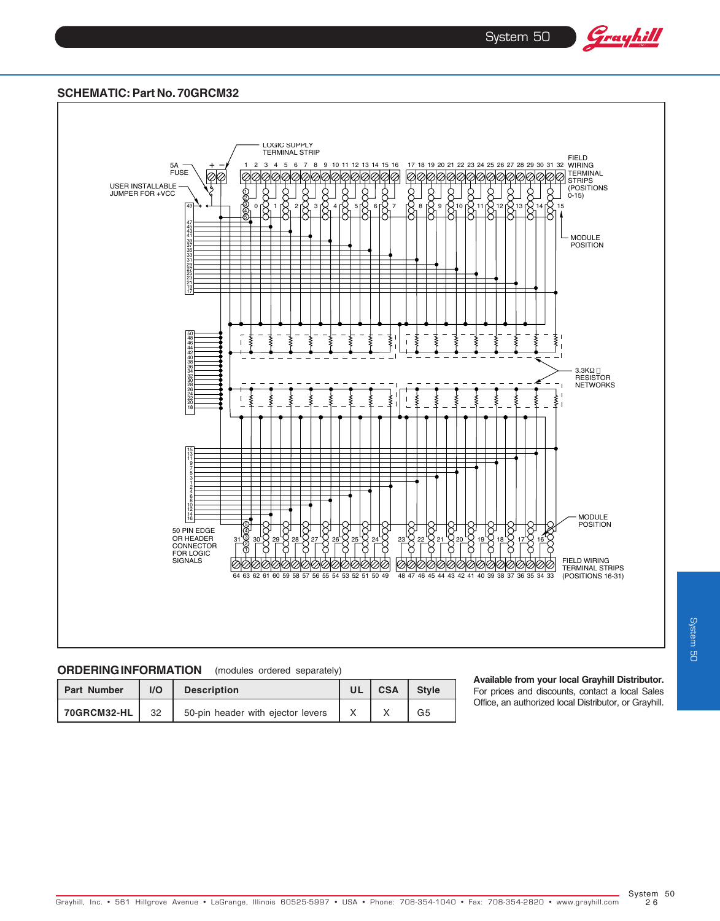## SCHEMATIC: Part No. 70GRCM32

LOGIC SUPPLY TERMINAL STRIP

5A FUSE

USER INSTALLABLE JUMPER FOR +VCC

FIELD WIRING TERMINAL STRIPS (POSITIONS 0-15)

MODULE POSITION

3.3KΩ RESISTOR NETWORKS

MODULE POSITION

50 PIN EDGE OR HEADER CONNECTOR FOR LOGIC SIGNALS

FIELD WIRING TERMINAL STRIPS (POSITIONS 16-31)

## ORDERING INFORMATION (modules ordered separately)

| Part Number | I/O | Description | UL | CSA | Style |
|---|---|---|---|---|---|
| 70GRCM32-HL | 32 | 50-pin header with ejector levers | X | X | G5 |

**Available from your local Grayhill Distributor.** For prices and discounts, contact a local Sales Office, an authorized local Distributor, or Grayhill.

Grayhill, Inc. • 561 Hillgrove Avenue • LaGrange, Illinois 60525-5997 • USA • Phone: 708-354-1040 • Fax: 708-354-2820 • www.grayhill.com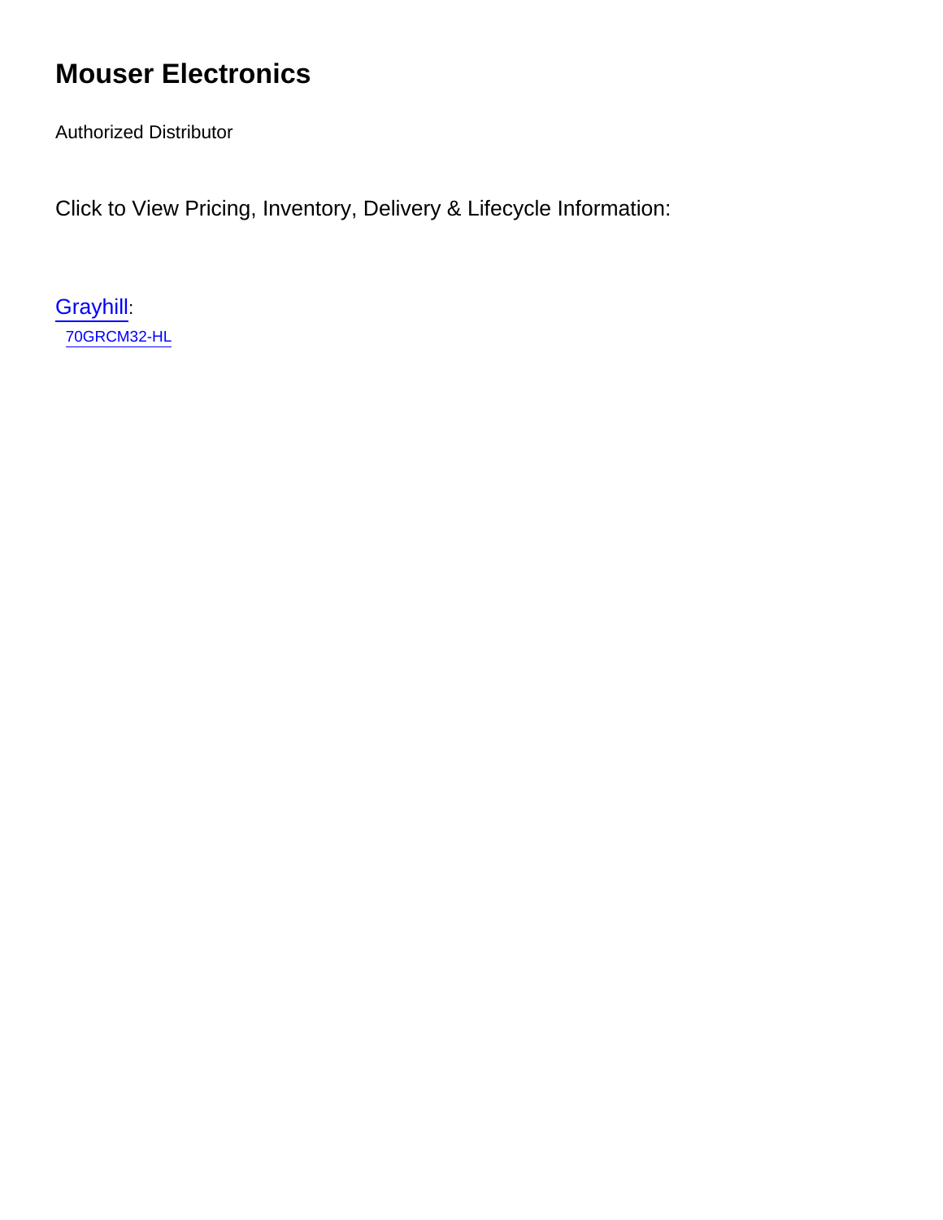# Mouser Electronics

Authorized Distributor

Click to View Pricing, Inventory, Delivery & Lifecycle Information:

Grayhill:

70GRCM32-HL